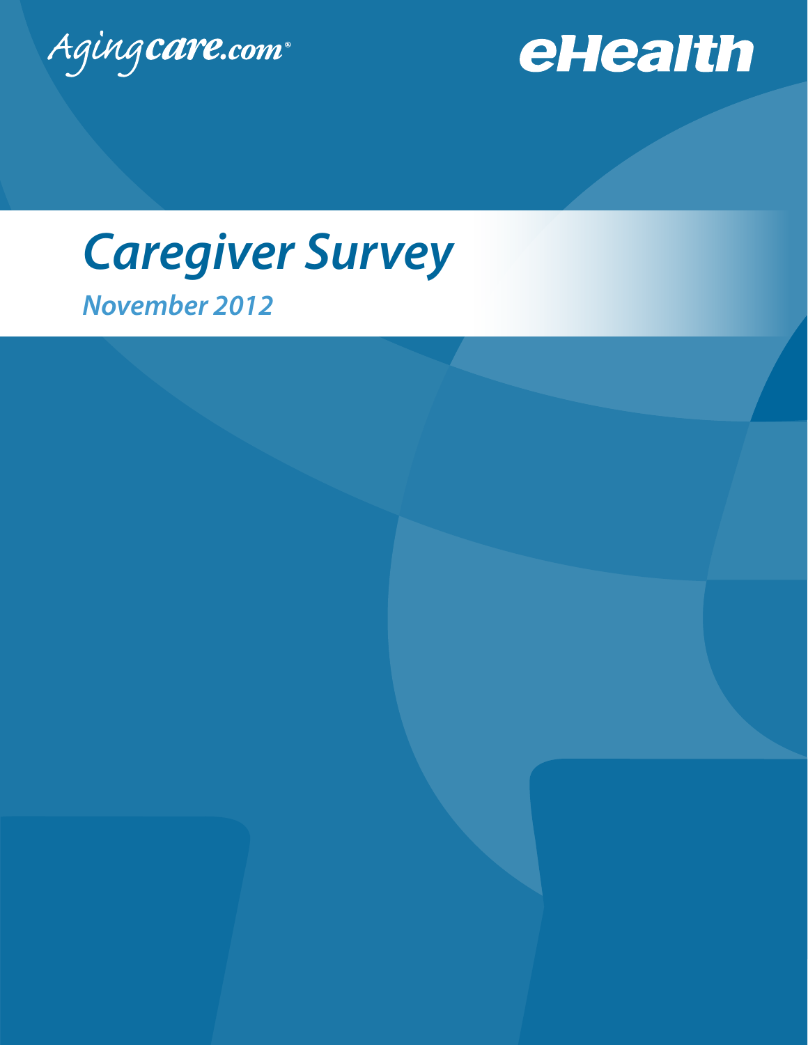Agingcare.com®

eHealth

# Caregiver Survey

## November 2012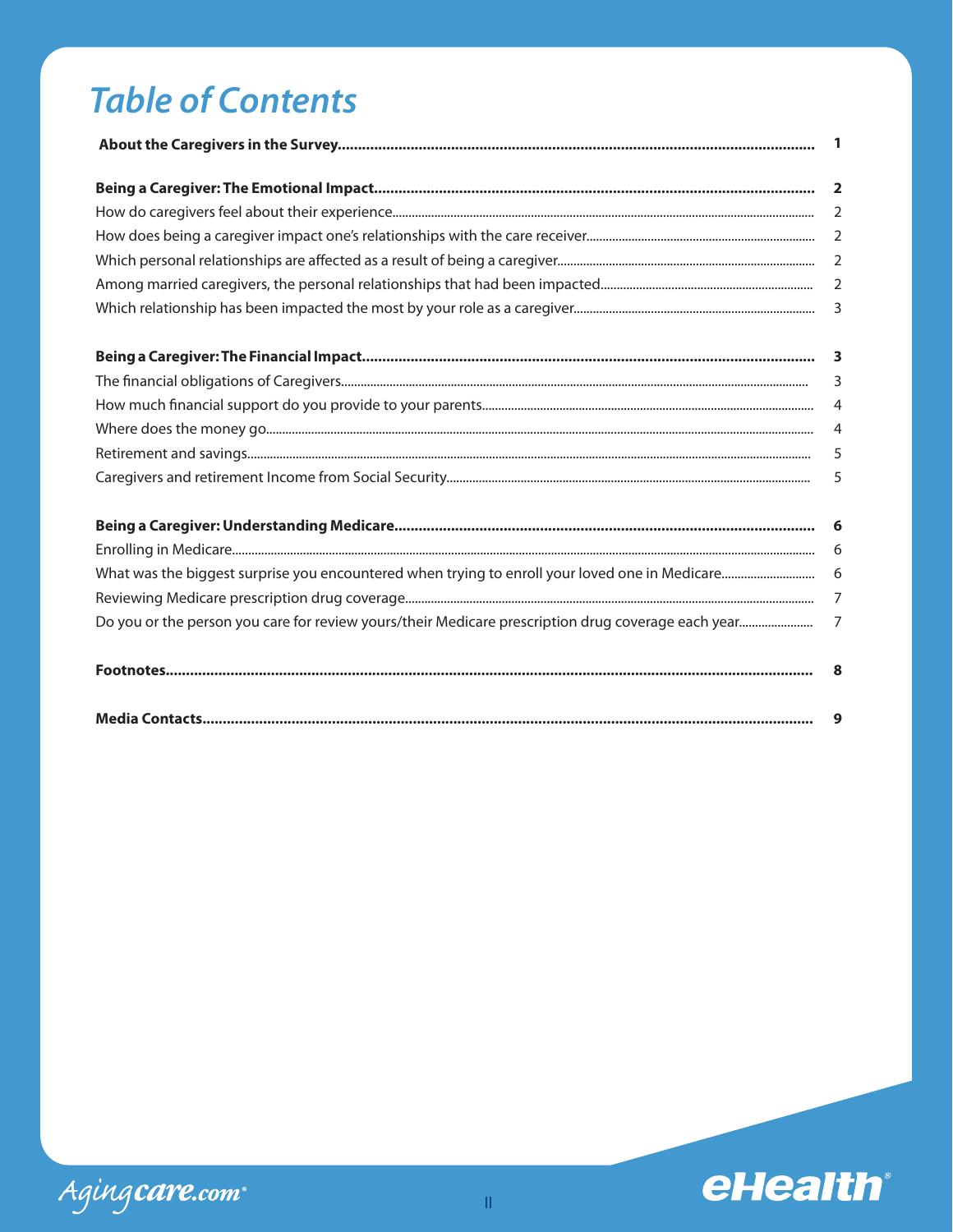# Table of Contents

| | |
|---|---|
| **About the Caregivers in the Survey** | **1** |
| **Being a Caregiver: The Emotional Impact** | **2** |
| How do caregivers feel about their experience | 2 |
| How does being a caregiver impact one's relationships with the care receiver | 2 |
| Which personal relationships are affected as a result of being a caregiver | 2 |
| Among married caregivers, the personal relationships that had been impacted | 2 |
| Which relationship has been impacted the most by your role as a caregiver | 3 |
| **Being a Caregiver: The Financial Impact** | **3** |
| The financial obligations of Caregivers | 3 |
| How much financial support do you provide to your parents | 4 |
| Where does the money go | 4 |
| Retirement and savings | 5 |
| Caregivers and retirement Income from Social Security | 5 |
| **Being a Caregiver: Understanding Medicare** | **6** |
| Enrolling in Medicare | 6 |
| What was the biggest surprise you encountered when trying to enroll your loved one in Medicare | 6 |
| Reviewing Medicare prescription drug coverage | 7 |
| Do you or the person you care for review yours/their Medicare prescription drug coverage each year | 7 |
| **Footnotes** | **8** |
| **Media Contacts** | **9** |

Agingcare.com

eHealth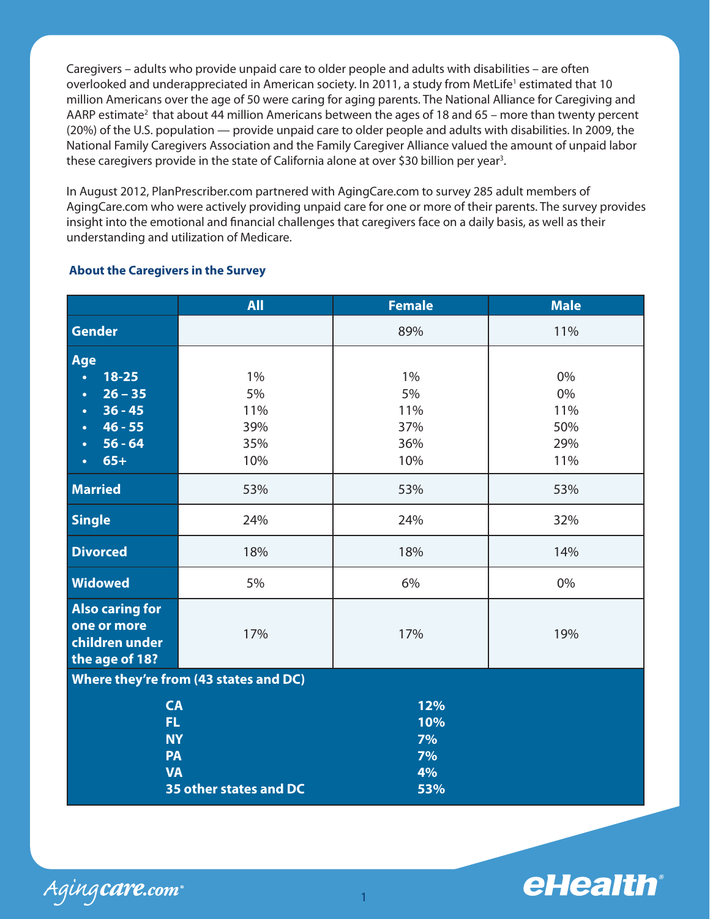Caregivers – adults who provide unpaid care to older people and adults with disabilities – are often overlooked and underappreciated in American society. In 2011, a study from MetLife[1] estimated that 10 million Americans over the age of 50 were caring for aging parents. The National Alliance for Caregiving and AARP estimate[2] that about 44 million Americans between the ages of 18 and 65 – more than twenty percent (20%) of the U.S. population — provide unpaid care to older people and adults with disabilities. In 2009, the National Family Caregivers Association and the Family Caregiver Alliance valued the amount of unpaid labor these caregivers provide in the state of California alone at over $30 billion per year[3].

In August 2012, PlanPrescriber.com partnered with AgingCare.com to survey 285 adult members of AgingCare.com who were actively providing unpaid care for one or more of their parents. The survey provides insight into the emotional and financial challenges that caregivers face on a daily basis, as well as their understanding and utilization of Medicare.

### About the Caregivers in the Survey

| | All | Female | Male |
|---|---|---|---|
| **Gender** | | 89% | 11% |
| **Age** | | | |
| • 18-25 | 1% | 1% | 0% |
| • 26 – 35 | 5% | 5% | 0% |
| • 36 - 45 | 11% | 11% | 11% |
| • 46 - 55 | 39% | 37% | 50% |
| • 56 - 64 | 35% | 36% | 29% |
| • 65+ | 10% | 10% | 11% |
| **Married** | 53% | 53% | 53% |
| **Single** | 24% | 24% | 32% |
| **Divorced** | 18% | 18% | 14% |
| **Widowed** | 5% | 6% | 0% |
| **Also caring for one or more children under the age of 18?** | 17% | 17% | 19% |

**Where they're from (43 states and DC)**

| State | Percentage |
|---|---|
| CA | 12% |
| FL | 10% |
| NY | 7% |
| PA | 7% |
| VA | 4% |
| 35 other states and DC | 53% |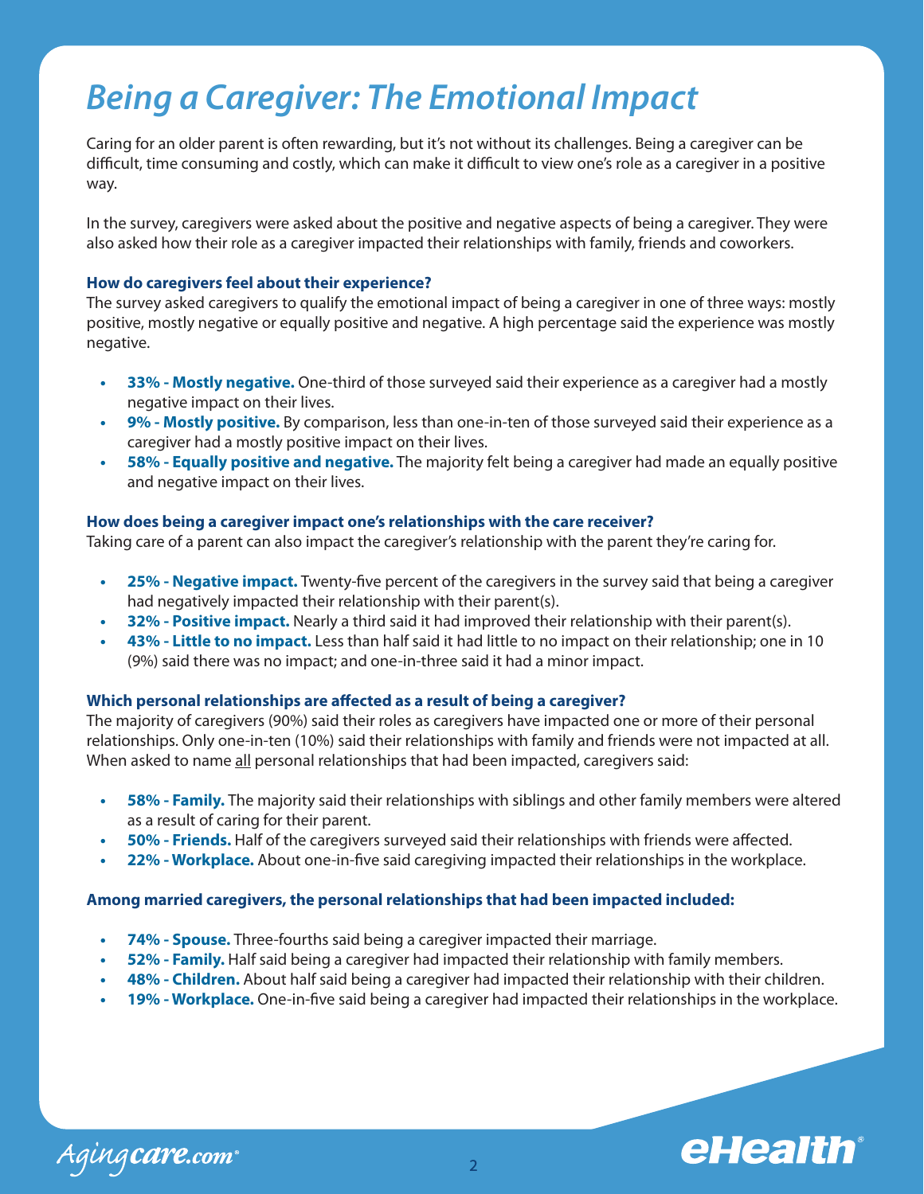# *Being a Caregiver: The Emotional Impact*

Caring for an older parent is often rewarding, but it's not without its challenges. Being a caregiver can be difficult, time consuming and costly, which can make it difficult to view one's role as a caregiver in a positive way.

In the survey, caregivers were asked about the positive and negative aspects of being a caregiver. They were also asked how their role as a caregiver impacted their relationships with family, friends and coworkers.

**How do caregivers feel about their experience?**

The survey asked caregivers to qualify the emotional impact of being a caregiver in one of three ways: mostly positive, mostly negative or equally positive and negative. A high percentage said the experience was mostly negative.

- **33% - Mostly negative.** One-third of those surveyed said their experience as a caregiver had a mostly negative impact on their lives.
- **9% - Mostly positive.** By comparison, less than one-in-ten of those surveyed said their experience as a caregiver had a mostly positive impact on their lives.
- **58% - Equally positive and negative.** The majority felt being a caregiver had made an equally positive and negative impact on their lives.

**How does being a caregiver impact one's relationships with the care receiver?**

Taking care of a parent can also impact the caregiver's relationship with the parent they're caring for.

- **25% - Negative impact.** Twenty-five percent of the caregivers in the survey said that being a caregiver had negatively impacted their relationship with their parent(s).
- **32% - Positive impact.** Nearly a third said it had improved their relationship with their parent(s).
- **43% - Little to no impact.** Less than half said it had little to no impact on their relationship; one in 10 (9%) said there was no impact; and one-in-three said it had a minor impact.

**Which personal relationships are affected as a result of being a caregiver?**

The majority of caregivers (90%) said their roles as caregivers have impacted one or more of their personal relationships. Only one-in-ten (10%) said their relationships with family and friends were not impacted at all. When asked to name all personal relationships that had been impacted, caregivers said:

- **58% - Family.** The majority said their relationships with siblings and other family members were altered as a result of caring for their parent.
- **50% - Friends.** Half of the caregivers surveyed said their relationships with friends were affected.
- **22% - Workplace.** About one-in-five said caregiving impacted their relationships in the workplace.

**Among married caregivers, the personal relationships that had been impacted included:**

- **74% - Spouse.** Three-fourths said being a caregiver impacted their marriage.
- **52% - Family.** Half said being a caregiver had impacted their relationship with family members.
- **48% - Children.** About half said being a caregiver had impacted their relationship with their children.
- **19% - Workplace.** One-in-five said being a caregiver had impacted their relationships in the workplace.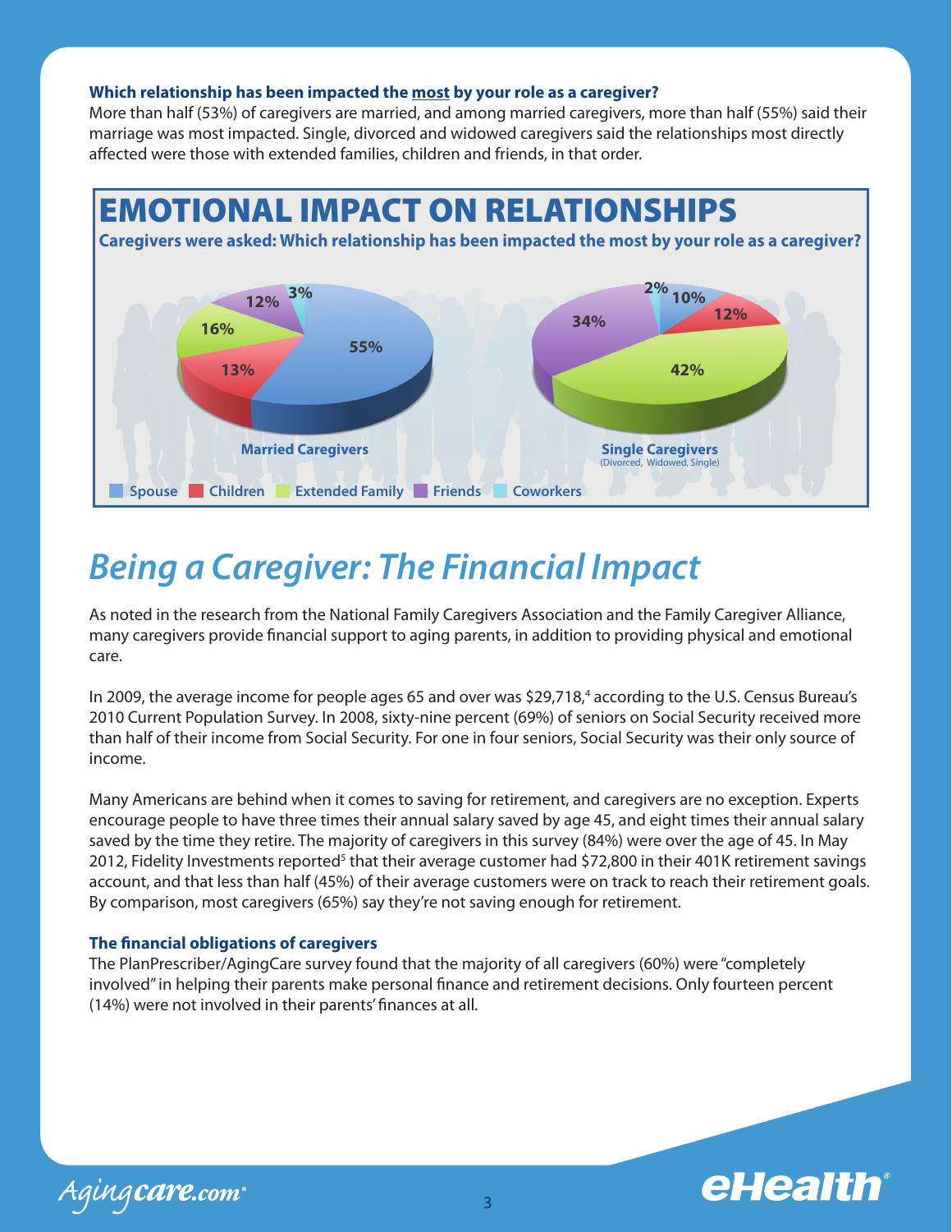**Which relationship has been impacted the most by your role as a caregiver?**

More than half (53%) of caregivers are married, and among married caregivers, more than half (55%) said their marriage was most impacted. Single, divorced and widowed caregivers said the relationships most directly affected were those with extended families, children and friends, in that order.

## EMOTIONAL IMPACT ON RELATIONSHIPS

**Caregivers were asked: Which relationship has been impacted the most by your role as a caregiver?**

| Relationship | Married Caregivers | Single Caregivers (Divorced, Widowed, Single) |
|---|---|---|
| Spouse | 55% | 10% |
| Children | 13% | 12% |
| Extended Family | 16% | 42% |
| Friends | 12% | 34% |
| Coworkers | 3% | 2% |

# *Being a Caregiver: The Financial Impact*

As noted in the research from the National Family Caregivers Association and the Family Caregiver Alliance, many caregivers provide financial support to aging parents, in addition to providing physical and emotional care.

In 2009, the average income for people ages 65 and over was $29,718,[4] according to the U.S. Census Bureau's 2010 Current Population Survey. In 2008, sixty-nine percent (69%) of seniors on Social Security received more than half of their income from Social Security. For one in four seniors, Social Security was their only source of income.

Many Americans are behind when it comes to saving for retirement, and caregivers are no exception. Experts encourage people to have three times their annual salary saved by age 45, and eight times their annual salary saved by the time they retire. The majority of caregivers in this survey (84%) were over the age of 45. In May 2012, Fidelity Investments reported[5] that their average customer had $72,800 in their 401K retirement savings account, and that less than half (45%) of their average customers were on track to reach their retirement goals. By comparison, most caregivers (65%) say they're not saving enough for retirement.

**The financial obligations of caregivers**

The PlanPrescriber/AgingCare survey found that the majority of all caregivers (60%) were "completely involved" in helping their parents make personal finance and retirement decisions. Only fourteen percent (14%) were not involved in their parents' finances at all.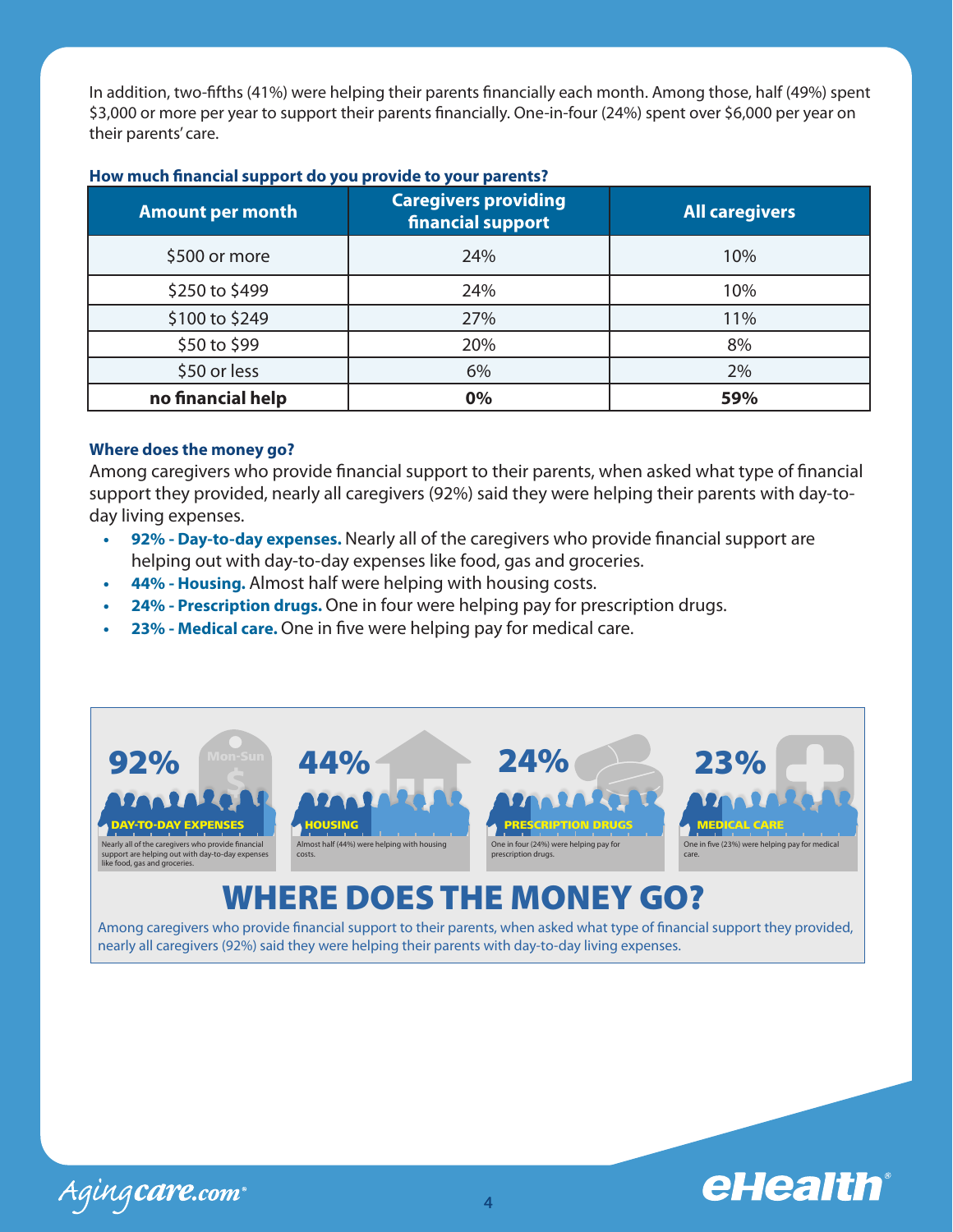In addition, two-fifths (41%) were helping their parents financially each month. Among those, half (49%) spent $3,000 or more per year to support their parents financially. One-in-four (24%) spent over $6,000 per year on their parents' care.

**How much financial support do you provide to your parents?**

| Amount per month | Caregivers providing financial support | All caregivers |
|---|---|---|
| $500 or more | 24% | 10% |
| $250 to $499 | 24% | 10% |
| $100 to $249 | 27% | 11% |
| $50 to $99 | 20% | 8% |
| $50 or less | 6% | 2% |
| **no financial help** | **0%** | **59%** |

**Where does the money go?**

Among caregivers who provide financial support to their parents, when asked what type of financial support they provided, nearly all caregivers (92%) said they were helping their parents with day-to-day living expenses.

- **92% - Day-to-day expenses.** Nearly all of the caregivers who provide financial support are helping out with day-to-day expenses like food, gas and groceries.
- **44% - Housing.** Almost half were helping with housing costs.
- **24% - Prescription drugs.** One in four were helping pay for prescription drugs.
- **23% - Medical care.** One in five were helping pay for medical care.

**92%** Mon-Sun $ DAY-TO-DAY EXPENSES
Nearly all of the caregivers who provide financial support are helping out with day-to-day expenses like food, gas and groceries.

**44%** HOUSING
Almost half (44%) were helping with housing costs.

**24%** PRESCRIPTION DRUGS
One in four (24%) were helping pay for prescription drugs.

**23%** MEDICAL CARE
One in five (23%) were helping pay for medical care.

## WHERE DOES THE MONEY GO?

Among caregivers who provide financial support to their parents, when asked what type of financial support they provided, nearly all caregivers (92%) said they were helping their parents with day-to-day living expenses.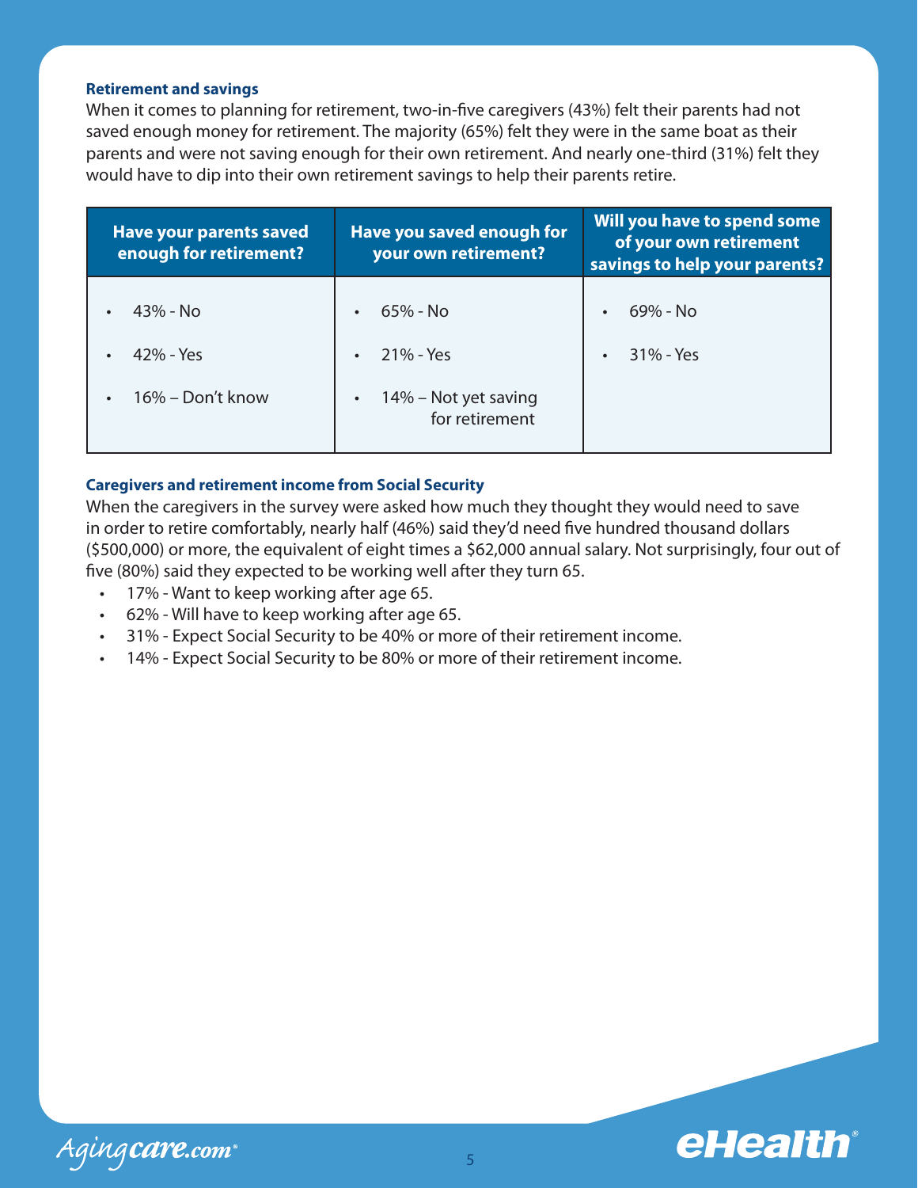### Retirement and savings

When it comes to planning for retirement, two-in-five caregivers (43%) felt their parents had not saved enough money for retirement. The majority (65%) felt they were in the same boat as their parents and were not saving enough for their own retirement. And nearly one-third (31%) felt they would have to dip into their own retirement savings to help their parents retire.

| Have your parents saved enough for retirement? | Have you saved enough for your own retirement? | Will you have to spend some of your own retirement savings to help your parents? |
|---|---|---|
| • 43% - No<br>• 42% - Yes<br>• 16% – Don't know | • 65% - No<br>• 21% - Yes<br>• 14% – Not yet saving for retirement | • 69% - No<br>• 31% - Yes |

### Caregivers and retirement income from Social Security

When the caregivers in the survey were asked how much they thought they would need to save in order to retire comfortably, nearly half (46%) said they'd need five hundred thousand dollars ($500,000) or more, the equivalent of eight times a $62,000 annual salary. Not surprisingly, four out of five (80%) said they expected to be working well after they turn 65.

- 17% - Want to keep working after age 65.
- 62% - Will have to keep working after age 65.
- 31% - Expect Social Security to be 40% or more of their retirement income.
- 14% - Expect Social Security to be 80% or more of their retirement income.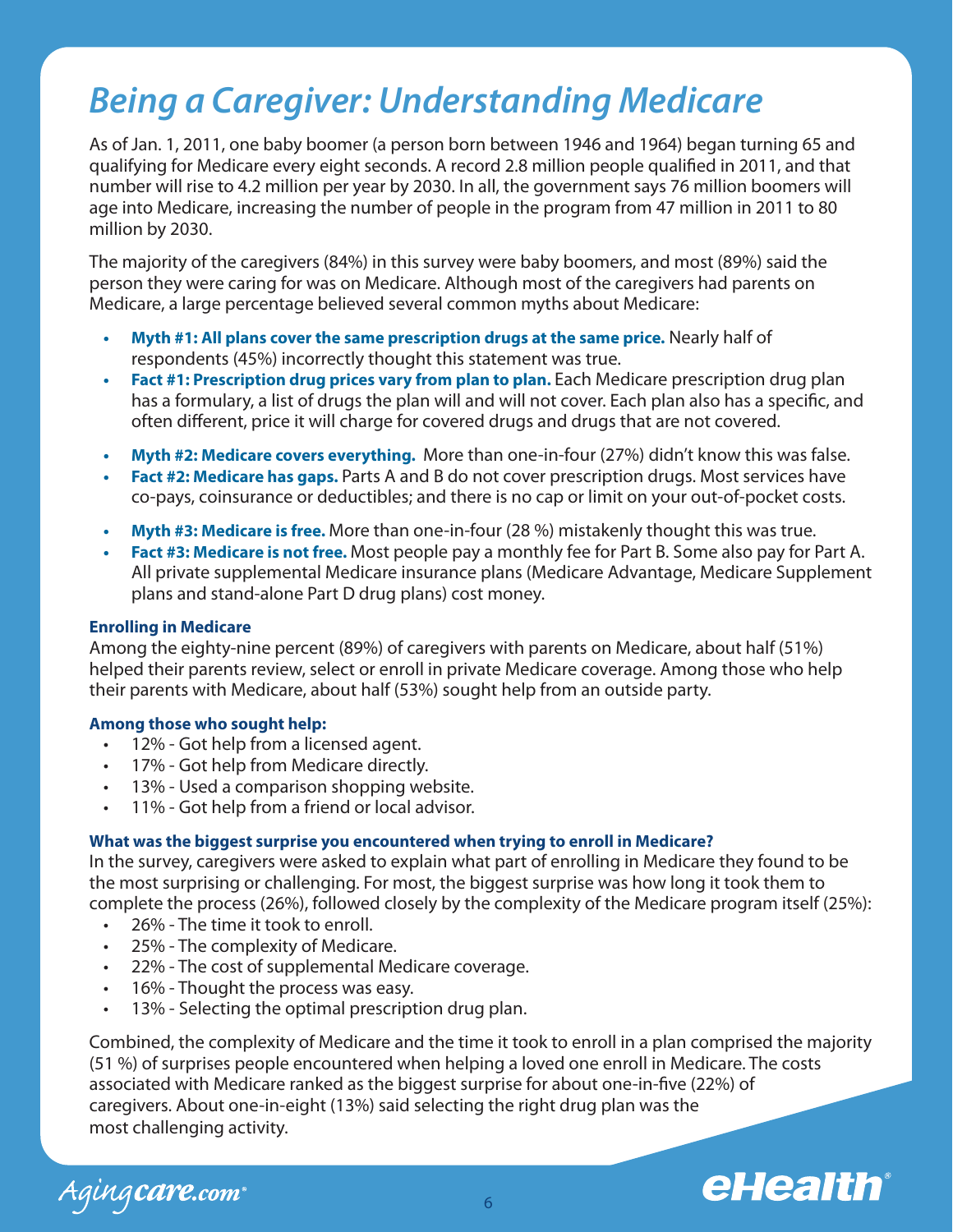# *Being a Caregiver: Understanding Medicare*

As of Jan. 1, 2011, one baby boomer (a person born between 1946 and 1964) began turning 65 and qualifying for Medicare every eight seconds. A record 2.8 million people qualified in 2011, and that number will rise to 4.2 million per year by 2030. In all, the government says 76 million boomers will age into Medicare, increasing the number of people in the program from 47 million in 2011 to 80 million by 2030.

The majority of the caregivers (84%) in this survey were baby boomers, and most (89%) said the person they were caring for was on Medicare. Although most of the caregivers had parents on Medicare, a large percentage believed several common myths about Medicare:

- **Myth #1: All plans cover the same prescription drugs at the same price.** Nearly half of respondents (45%) incorrectly thought this statement was true.
- **Fact #1: Prescription drug prices vary from plan to plan.** Each Medicare prescription drug plan has a formulary, a list of drugs the plan will and will not cover. Each plan also has a specific, and often different, price it will charge for covered drugs and drugs that are not covered.

- **Myth #2: Medicare covers everything.** More than one-in-four (27%) didn't know this was false.
- **Fact #2: Medicare has gaps.** Parts A and B do not cover prescription drugs. Most services have co-pays, coinsurance or deductibles; and there is no cap or limit on your out-of-pocket costs.

- **Myth #3: Medicare is free.** More than one-in-four (28 %) mistakenly thought this was true.
- **Fact #3: Medicare is not free.** Most people pay a monthly fee for Part B. Some also pay for Part A. All private supplemental Medicare insurance plans (Medicare Advantage, Medicare Supplement plans and stand-alone Part D drug plans) cost money.

**Enrolling in Medicare**

Among the eighty-nine percent (89%) of caregivers with parents on Medicare, about half (51%) helped their parents review, select or enroll in private Medicare coverage. Among those who help their parents with Medicare, about half (53%) sought help from an outside party.

**Among those who sought help:**

- 12% - Got help from a licensed agent.
- 17% - Got help from Medicare directly.
- 13% - Used a comparison shopping website.
- 11% - Got help from a friend or local advisor.

**What was the biggest surprise you encountered when trying to enroll in Medicare?**

In the survey, caregivers were asked to explain what part of enrolling in Medicare they found to be the most surprising or challenging. For most, the biggest surprise was how long it took them to complete the process (26%), followed closely by the complexity of the Medicare program itself (25%):

- 26% - The time it took to enroll.
- 25% - The complexity of Medicare.
- 22% - The cost of supplemental Medicare coverage.
- 16% - Thought the process was easy.
- 13% - Selecting the optimal prescription drug plan.

Combined, the complexity of Medicare and the time it took to enroll in a plan comprised the majority (51 %) of surprises people encountered when helping a loved one enroll in Medicare. The costs associated with Medicare ranked as the biggest surprise for about one-in-five (22%) of caregivers. About one-in-eight (13%) said selecting the right drug plan was the most challenging activity.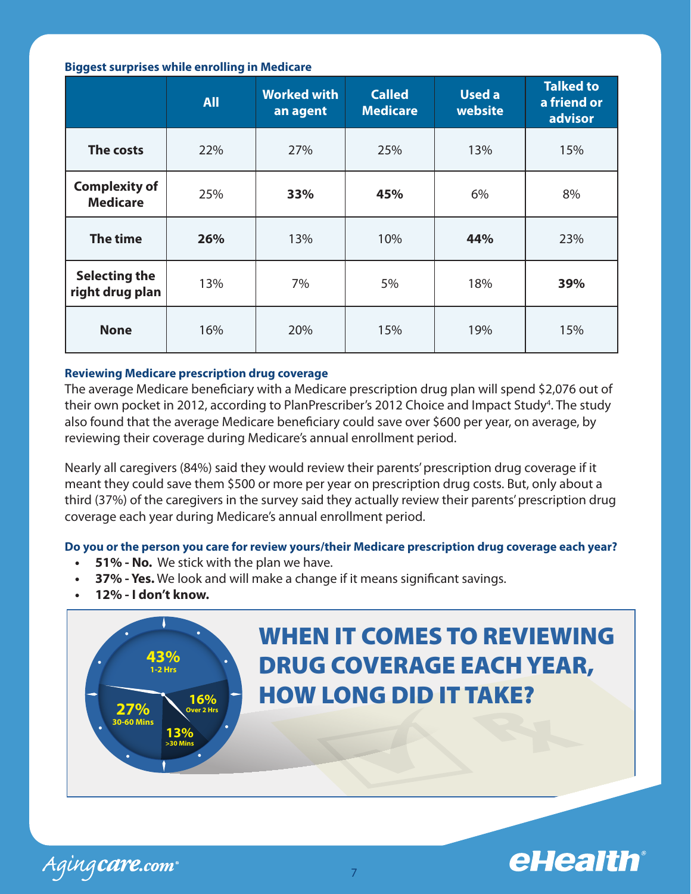**Biggest surprises while enrolling in Medicare**

| | All | Worked with an agent | Called Medicare | Used a website | Talked to a friend or advisor |
|---|---|---|---|---|---|
| **The costs** | 22% | 27% | 25% | 13% | 15% |
| **Complexity of Medicare** | 25% | **33%** | **45%** | 6% | 8% |
| **The time** | **26%** | 13% | 10% | **44%** | 23% |
| **Selecting the right drug plan** | 13% | 7% | 5% | 18% | **39%** |
| **None** | 16% | 20% | 15% | 19% | 15% |

**Reviewing Medicare prescription drug coverage**

The average Medicare beneficiary with a Medicare prescription drug plan will spend $2,076 out of their own pocket in 2012, according to PlanPrescriber's 2012 Choice and Impact Study[4]. The study also found that the average Medicare beneficiary could save over $600 per year, on average, by reviewing their coverage during Medicare's annual enrollment period.

Nearly all caregivers (84%) said they would review their parents' prescription drug coverage if it meant they could save them $500 or more per year on prescription drug costs. But, only about a third (37%) of the caregivers in the survey said they actually review their parents' prescription drug coverage each year during Medicare's annual enrollment period.

**Do you or the person you care for review yours/their Medicare prescription drug coverage each year?**

- **51% - No.** We stick with the plan we have.
- **37% - Yes.** We look and will make a change if it means significant savings.
- **12% - I don't know.**

## WHEN IT COMES TO REVIEWING DRUG COVERAGE EACH YEAR, HOW LONG DID IT TAKE?

- 43% 1-2 Hrs
- 16% Over 2 Hrs
- 13% >30 Mins
- 27% 30-60 Mins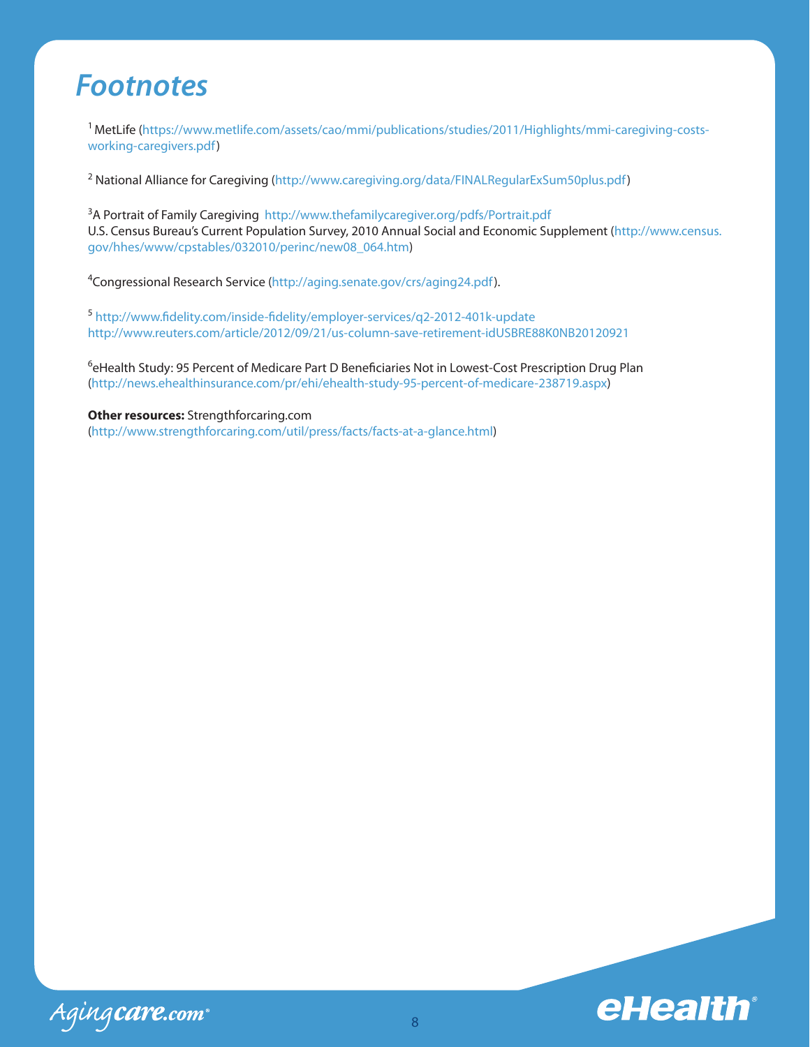# Footnotes

[1] MetLife (https://www.metlife.com/assets/cao/mmi/publications/studies/2011/Highlights/mmi-caregiving-costs-working-caregivers.pdf)

[2] National Alliance for Caregiving (http://www.caregiving.org/data/FINALRegularExSum50plus.pdf)

[3] A Portrait of Family Caregiving http://www.thefamilycaregiver.org/pdfs/Portrait.pdf
U.S. Census Bureau's Current Population Survey, 2010 Annual Social and Economic Supplement (http://www.census.gov/hhes/www/cpstables/032010/perinc/new08_064.htm)

[4] Congressional Research Service (http://aging.senate.gov/crs/aging24.pdf).

[5] http://www.fidelity.com/inside-fidelity/employer-services/q2-2012-401k-update
http://www.reuters.com/article/2012/09/21/us-column-save-retirement-idUSBRE88K0NB20120921

[6] eHealth Study: 95 Percent of Medicare Part D Beneficiaries Not in Lowest-Cost Prescription Drug Plan (http://news.ehealthinsurance.com/pr/ehi/ehealth-study-95-percent-of-medicare-238719.aspx)

**Other resources:** Strengthforcaring.com
(http://www.strengthforcaring.com/util/press/facts/facts-at-a-glance.html)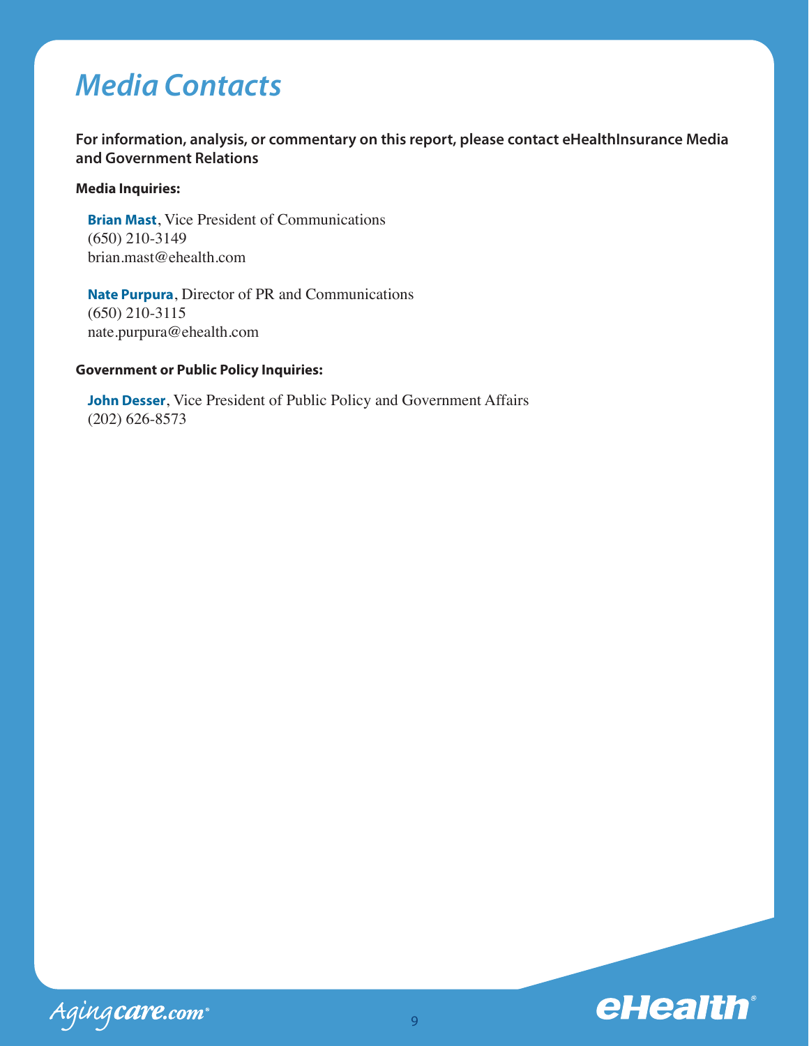# Media Contacts

**For information, analysis, or commentary on this report, please contact eHealthInsurance Media and Government Relations**

**Media Inquiries:**

**Brian Mast**, Vice President of Communications
(650) 210-3149
brian.mast@ehealth.com

**Nate Purpura**, Director of PR and Communications
(650) 210-3115
nate.purpura@ehealth.com

**Government or Public Policy Inquiries:**

**John Desser**, Vice President of Public Policy and Government Affairs
(202) 626-8573